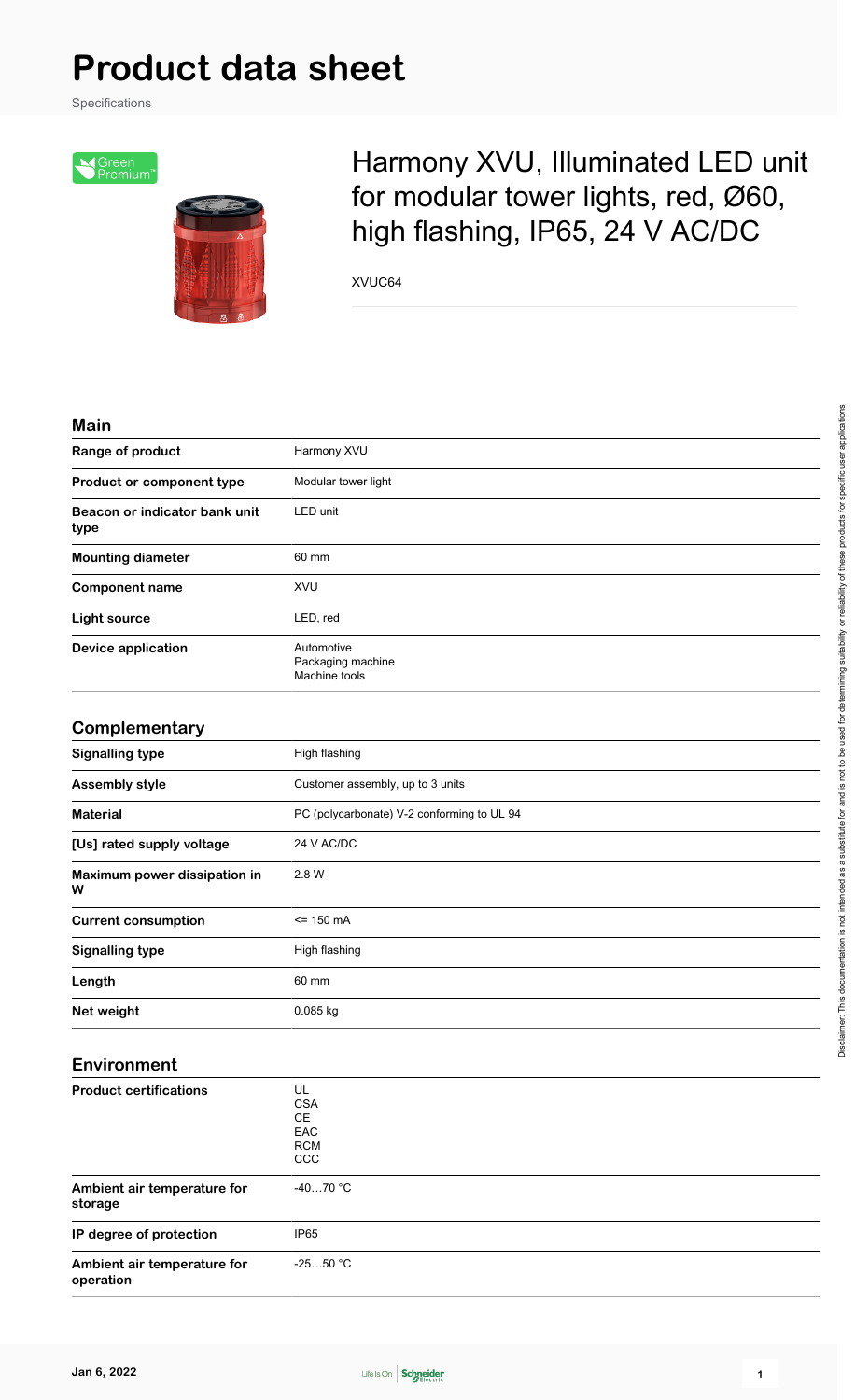# Product data sheet

Specifications

# Harmony XVU, Illuminated LED unit for modular tower lights, red, Ø60, high flashing, IP65, 24 V AC/DC

XVUC64

## Main

| | |
|---|---|
| **Range of product** | Harmony XVU |
| **Product or component type** | Modular tower light |
| **Beacon or indicator bank unit type** | LED unit |
| **Mounting diameter** | 60 mm |
| **Component name** | XVU |
| **Light source** | LED, red |
| **Device application** | Automotive<br>Packaging machine<br>Machine tools |

## Complementary

| | |
|---|---|
| **Signalling type** | High flashing |
| **Assembly style** | Customer assembly, up to 3 units |
| **Material** | PC (polycarbonate) V-2 conforming to UL 94 |
| **[Us] rated supply voltage** | 24 V AC/DC |
| **Maximum power dissipation in W** | 2.8 W |
| **Current consumption** | <= 150 mA |
| **Signalling type** | High flashing |
| **Length** | 60 mm |
| **Net weight** | 0.085 kg |

## Environment

| | |
|---|---|
| **Product certifications** | UL<br>CSA<br>CE<br>EAC<br>RCM<br>CCC |
| **Ambient air temperature for storage** | -40…70 °C |
| **IP degree of protection** | IP65 |
| **Ambient air temperature for operation** | -25…50 °C |

Disclaimer: This documentation is not intended as a substitute for and is not to be used for determining suitability or reliability of these products for specific user applications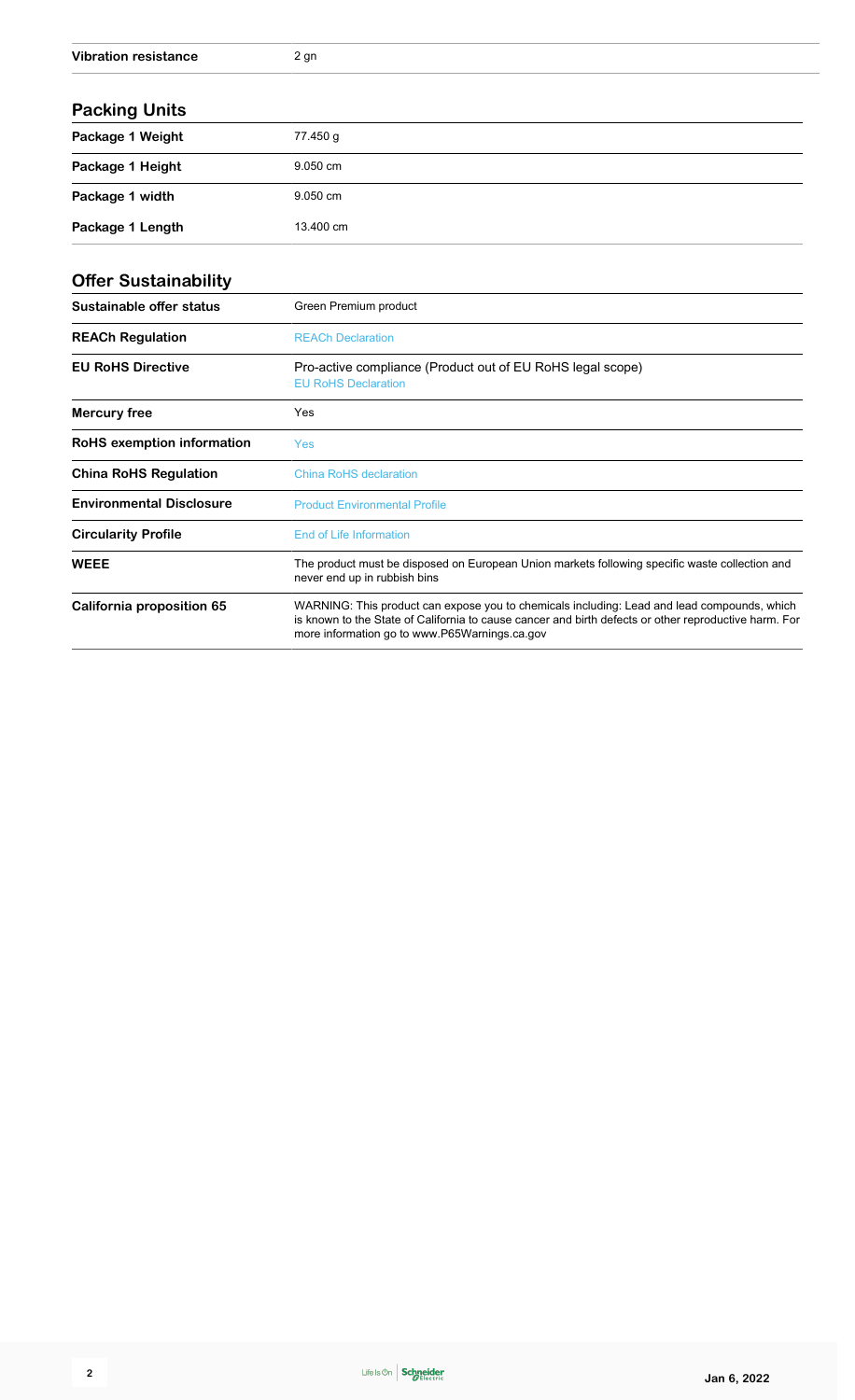| | |
|---|---|
| **Vibration resistance** | 2 gn |

## Packing Units

| | |
|---|---|
| **Package 1 Weight** | 77.450 g |
| **Package 1 Height** | 9.050 cm |
| **Package 1 width** | 9.050 cm |
| **Package 1 Length** | 13.400 cm |

## Offer Sustainability

| | |
|---|---|
| **Sustainable offer status** | Green Premium product |
| **REACh Regulation** | REACh Declaration |
| **EU RoHS Directive** | Pro-active compliance (Product out of EU RoHS legal scope) EU RoHS Declaration |
| **Mercury free** | Yes |
| **RoHS exemption information** | Yes |
| **China RoHS Regulation** | China RoHS declaration |
| **Environmental Disclosure** | Product Environmental Profile |
| **Circularity Profile** | End of Life Information |
| **WEEE** | The product must be disposed on European Union markets following specific waste collection and never end up in rubbish bins |
| **California proposition 65** | WARNING: This product can expose you to chemicals including: Lead and lead compounds, which is known to the State of California to cause cancer and birth defects or other reproductive harm. For more information go to www.P65Warnings.ca.gov |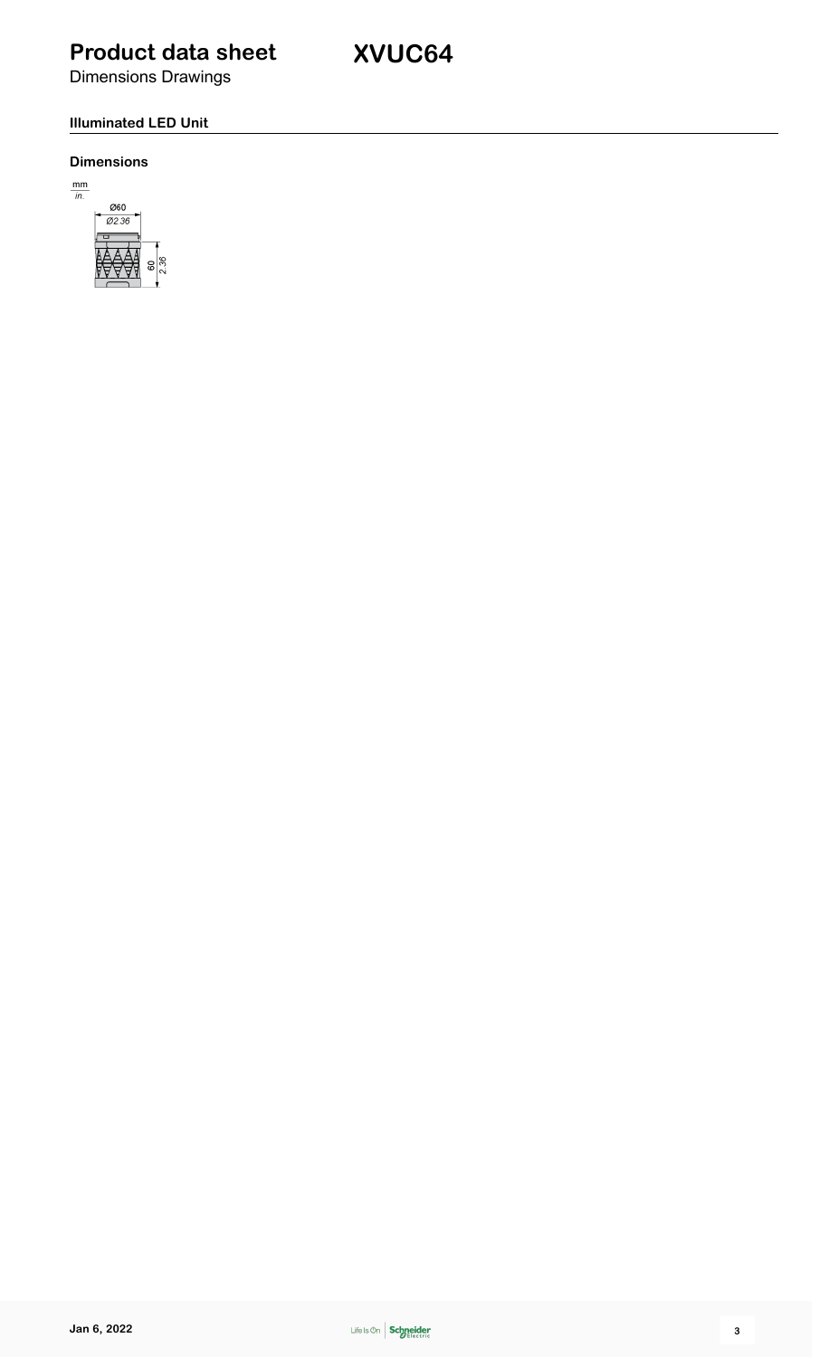# Product data sheet

# XVUC64

Dimensions Drawings

### Illuminated LED Unit

### Dimensions

mm
in.

Ø60
Ø2.36

60
2.36